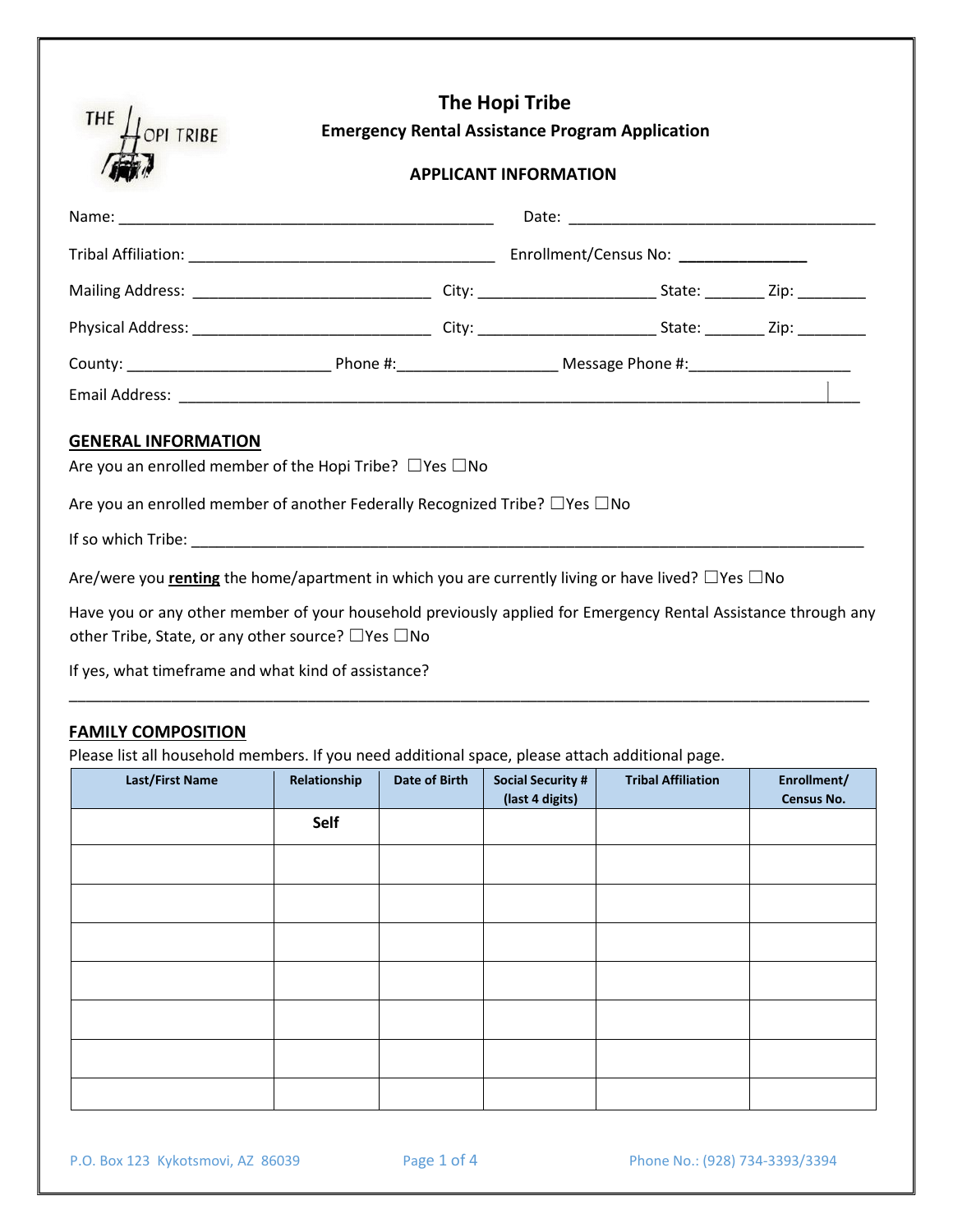# The Hopi Tribe

## Emergency Rental Assistance Program Application

### APPLICANT INFORMATION

Name: ____________________________________________ Date: ____________________________________

Tribal Affiliation: ____________________________________ Enrollment/Census No: ______________

Mailing Address: ____________________________ City: _____________________ State: _______ Zip: ________

Physical Address: ____________________________ City: _____________________ State: _______ Zip: ________

County: ________________________ Phone #:___________________ Message Phone #:___________________

Email Address: ______________________________________________________________________________

## GENERAL INFORMATION

Are you an enrolled member of the Hopi Tribe? ☐Yes ☐No

Are you an enrolled member of another Federally Recognized Tribe? ☐Yes ☐No

If so which Tribe: ___________________________________________________________________________

Are/were you **renting** the home/apartment in which you are currently living or have lived? ☐Yes ☐No

Have you or any other member of your household previously applied for Emergency Rental Assistance through any other Tribe, State, or any other source? ☐Yes ☐No

If yes, what timeframe and what kind of assistance?

______________________________________________________________________________________________

## FAMILY COMPOSITION

Please list all household members. If you need additional space, please attach additional page.

| Last/First Name | Relationship | Date of Birth | Social Security # (last 4 digits) | Tribal Affiliation | Enrollment/ Census No. |
|---|---|---|---|---|---|
| | **Self** | | | | |
| | | | | | |
| | | | | | |
| | | | | | |
| | | | | | |
| | | | | | |
| | | | | | |
| | | | | | |

P.O. Box 123 Kykotsmovi, AZ 86039 Phone No.: (928) 734-3393/3394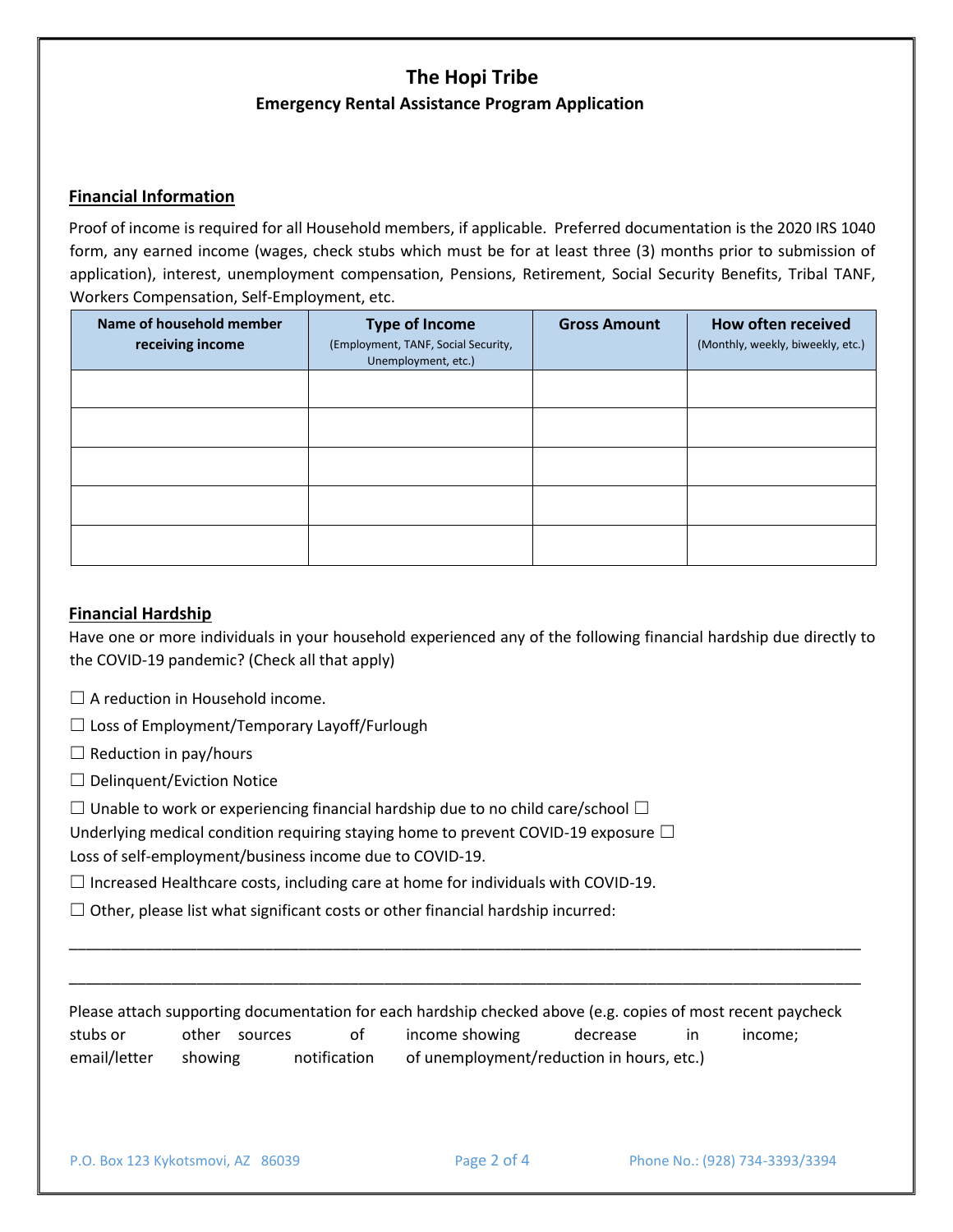# The Hopi Tribe

## Emergency Rental Assistance Program Application

### Financial Information

Proof of income is required for all Household members, if applicable. Preferred documentation is the 2020 IRS 1040 form, any earned income (wages, check stubs which must be for at least three (3) months prior to submission of application), interest, unemployment compensation, Pensions, Retirement, Social Security Benefits, Tribal TANF, Workers Compensation, Self-Employment, etc.

| Name of household member receiving income | Type of Income (Employment, TANF, Social Security, Unemployment, etc.) | Gross Amount | How often received (Monthly, weekly, biweekly, etc.) |
|---|---|---|---|
| | | | |
| | | | |
| | | | |
| | | | |
| | | | |

### Financial Hardship

Have one or more individuals in your household experienced any of the following financial hardship due directly to the COVID-19 pandemic? (Check all that apply)

☐ A reduction in Household income.

☐ Loss of Employment/Temporary Layoff/Furlough

☐ Reduction in pay/hours

☐ Delinquent/Eviction Notice

☐ Unable to work or experiencing financial hardship due to no child care/school

☐ Underlying medical condition requiring staying home to prevent COVID-19 exposure

☐ Loss of self-employment/business income due to COVID-19.

☐ Increased Healthcare costs, including care at home for individuals with COVID-19.

☐ Other, please list what significant costs or other financial hardship incurred:

_____________________________________________________________________________________

_____________________________________________________________________________________

Please attach supporting documentation for each hardship checked above (e.g. copies of most recent paycheck stubs or other sources of income showing decrease in income; email/letter showing notification of unemployment/reduction in hours, etc.)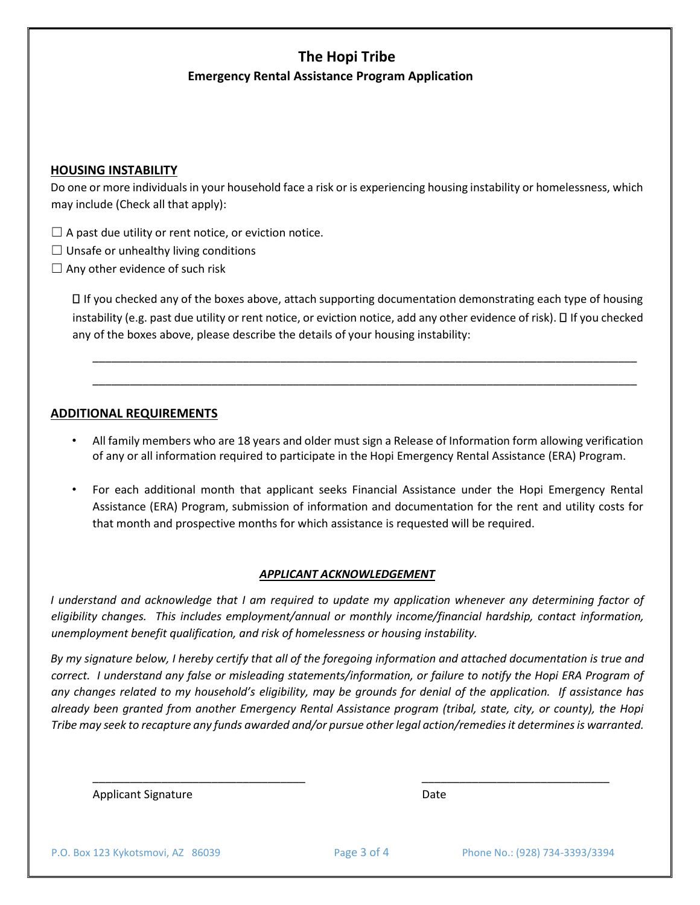# The Hopi Tribe

## Emergency Rental Assistance Program Application

**HOUSING INSTABILITY**

Do one or more individuals in your household face a risk or is experiencing housing instability or homelessness, which may include (Check all that apply):

☐ A past due utility or rent notice, or eviction notice.
☐ Unsafe or unhealthy living conditions
☐ Any other evidence of such risk

 If you checked any of the boxes above, attach supporting documentation demonstrating each type of housing instability (e.g. past due utility or rent notice, or eviction notice, add any other evidence of risk).  If you checked any of the boxes above, please describe the details of your housing instability:

_______________________________________________________________________________________

_______________________________________________________________________________________

**ADDITIONAL REQUIREMENTS**

- All family members who are 18 years and older must sign a Release of Information form allowing verification of any or all information required to participate in the Hopi Emergency Rental Assistance (ERA) Program.
- For each additional month that applicant seeks Financial Assistance under the Hopi Emergency Rental Assistance (ERA) Program, submission of information and documentation for the rent and utility costs for that month and prospective months for which assistance is requested will be required.

***APPLICANT ACKNOWLEDGEMENT***

*I understand and acknowledge that I am required to update my application whenever any determining factor of eligibility changes. This includes employment/annual or monthly income/financial hardship, contact information, unemployment benefit qualification, and risk of homelessness or housing instability.*

*By my signature below, I hereby certify that all of the foregoing information and attached documentation is true and correct. I understand any false or misleading statements/information, or failure to notify the Hopi ERA Program of any changes related to my household's eligibility, may be grounds for denial of the application. If assistance has already been granted from another Emergency Rental Assistance program (tribal, state, city, or county), the Hopi Tribe may seek to recapture any funds awarded and/or pursue other legal action/remedies it determines is warranted.*

__________________________________ &nbsp;&nbsp;&nbsp;&nbsp;&nbsp;&nbsp;&nbsp;&nbsp; ______________________________

Applicant Signature &nbsp;&nbsp;&nbsp;&nbsp;&nbsp;&nbsp;&nbsp;&nbsp;&nbsp;&nbsp;&nbsp;&nbsp;&nbsp;&nbsp;&nbsp;&nbsp;&nbsp;&nbsp;&nbsp;&nbsp;&nbsp;&nbsp;&nbsp;&nbsp;&nbsp;&nbsp;&nbsp;&nbsp;&nbsp;&nbsp; Date

P.O. Box 123 Kykotsmovi, AZ 86039 &nbsp;&nbsp;&nbsp;&nbsp; Phone No.: (928) 734-3393/3394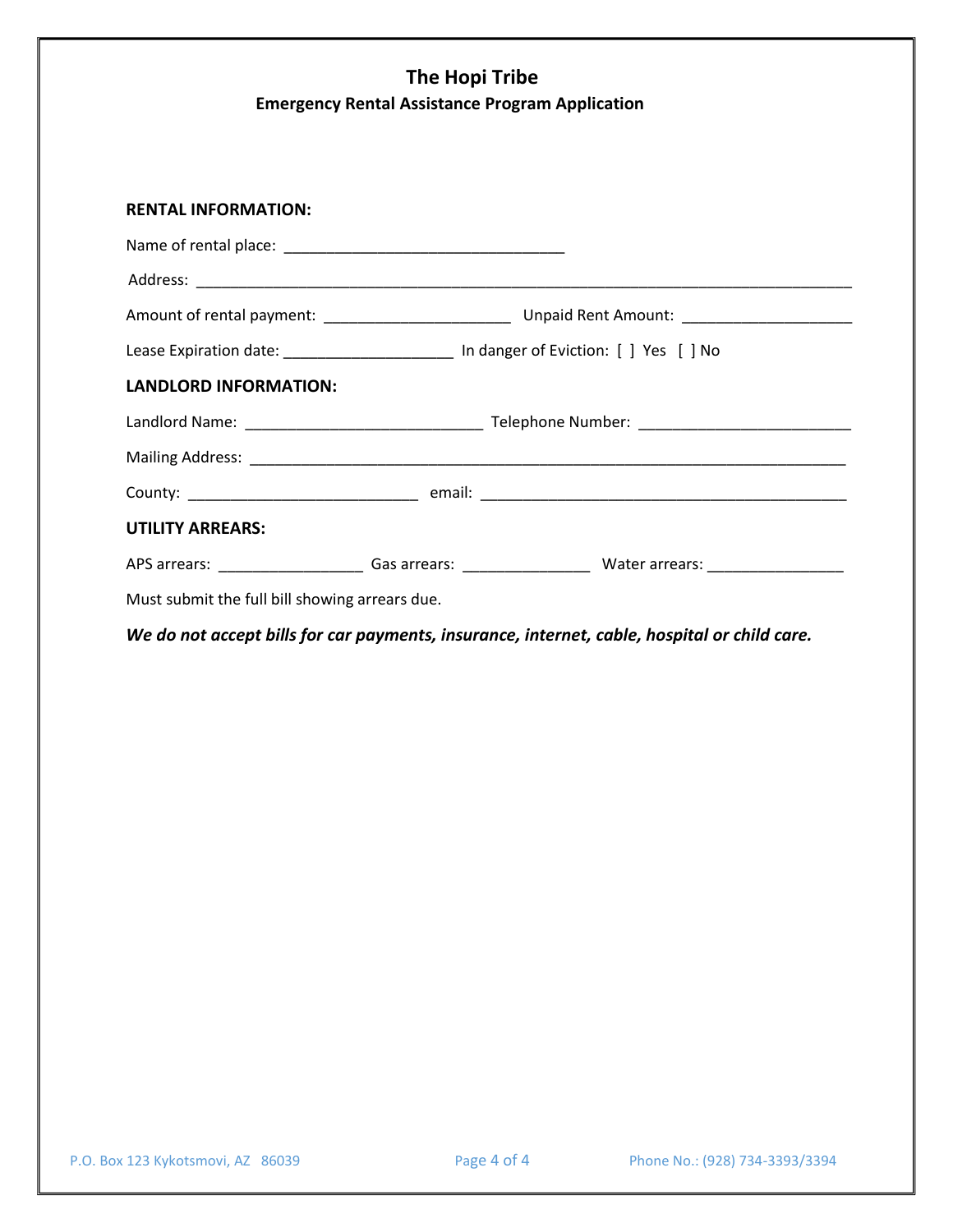# The Hopi Tribe

## Emergency Rental Assistance Program Application

**RENTAL INFORMATION:**

Name of rental place: ________________________________

Address: ___________________________________________________________________________

Amount of rental payment: _____________________ Unpaid Rent Amount: ___________________

Lease Expiration date: ___________________ In danger of Eviction: [ ] Yes [ ] No

**LANDLORD INFORMATION:**

Landlord Name: ___________________________ Telephone Number: _______________________

Mailing Address: ____________________________________________________________________

County: __________________________ email: __________________________________________

**UTILITY ARREARS:**

APS arrears: ________________ Gas arrears: ______________ Water arrears: _______________

Must submit the full bill showing arrears due.

***We do not accept bills for car payments, insurance, internet, cable, hospital or child care.***

P.O. Box 123 Kykotsmovi, AZ 86039

Phone No.: (928) 734-3393/3394